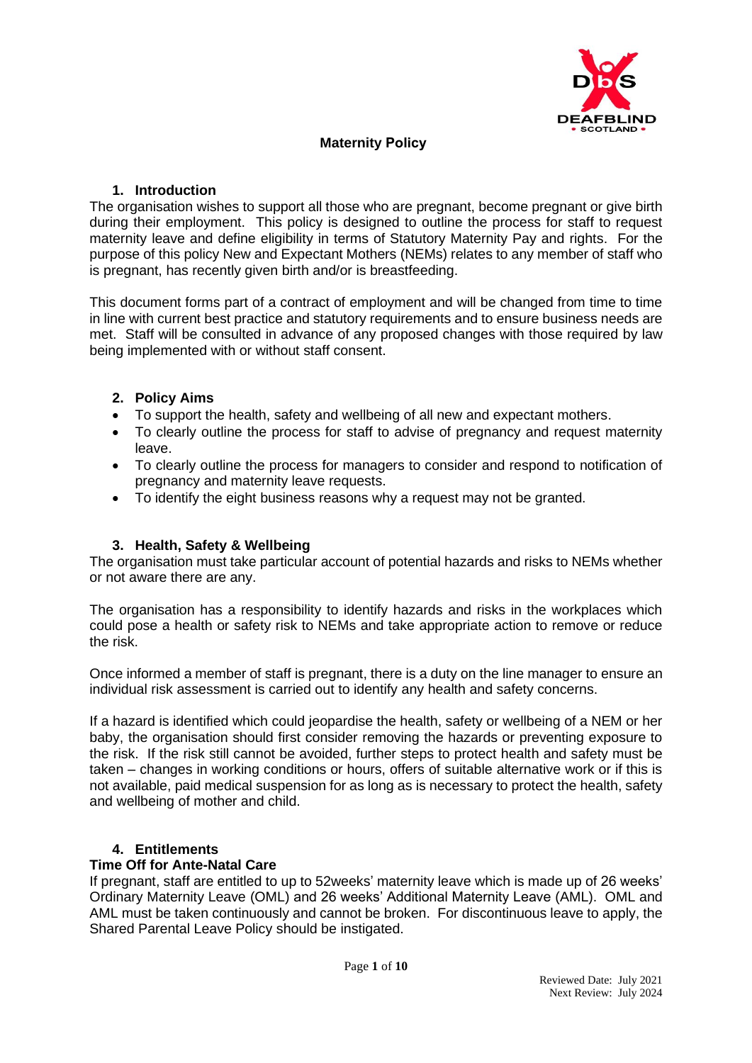# Maternity Policy

## 1. Introduction

The organisation wishes to support all those who are pregnant, become pregnant or give birth during their employment. This policy is designed to outline the process for staff to request maternity leave and define eligibility in terms of Statutory Maternity Pay and rights. For the purpose of this policy New and Expectant Mothers (NEMs) relates to any member of staff who is pregnant, has recently given birth and/or is breastfeeding.

This document forms part of a contract of employment and will be changed from time to time in line with current best practice and statutory requirements and to ensure business needs are met. Staff will be consulted in advance of any proposed changes with those required by law being implemented with or without staff consent.

## 2. Policy Aims

- To support the health, safety and wellbeing of all new and expectant mothers.
- To clearly outline the process for staff to advise of pregnancy and request maternity leave.
- To clearly outline the process for managers to consider and respond to notification of pregnancy and maternity leave requests.
- To identify the eight business reasons why a request may not be granted.

## 3. Health, Safety & Wellbeing

The organisation must take particular account of potential hazards and risks to NEMs whether or not aware there are any.

The organisation has a responsibility to identify hazards and risks in the workplaces which could pose a health or safety risk to NEMs and take appropriate action to remove or reduce the risk.

Once informed a member of staff is pregnant, there is a duty on the line manager to ensure an individual risk assessment is carried out to identify any health and safety concerns.

If a hazard is identified which could jeopardise the health, safety or wellbeing of a NEM or her baby, the organisation should first consider removing the hazards or preventing exposure to the risk. If the risk still cannot be avoided, further steps to protect health and safety must be taken – changes in working conditions or hours, offers of suitable alternative work or if this is not available, paid medical suspension for as long as is necessary to protect the health, safety and wellbeing of mother and child.

## 4. Entitlements

**Time Off for Ante-Natal Care**

If pregnant, staff are entitled to up to 52weeks' maternity leave which is made up of 26 weeks' Ordinary Maternity Leave (OML) and 26 weeks' Additional Maternity Leave (AML). OML and AML must be taken continuously and cannot be broken. For discontinuous leave to apply, the Shared Parental Leave Policy should be instigated.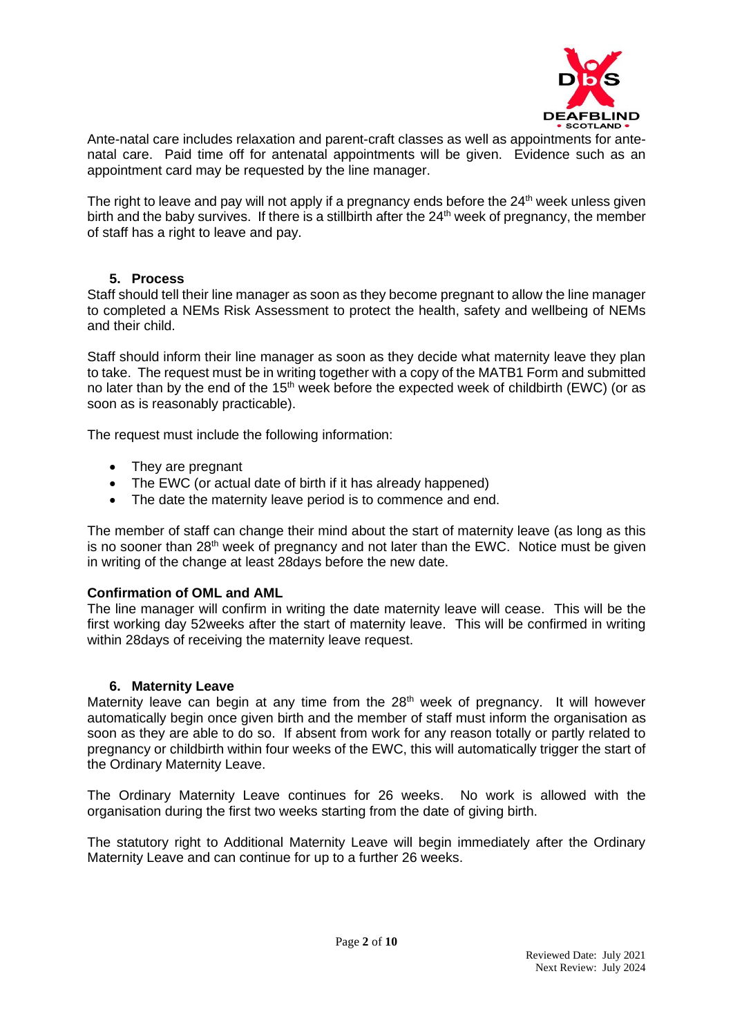Ante-natal care includes relaxation and parent-craft classes as well as appointments for ante-natal care. Paid time off for antenatal appointments will be given. Evidence such as an appointment card may be requested by the line manager.

The right to leave and pay will not apply if a pregnancy ends before the 24th week unless given birth and the baby survives. If there is a stillbirth after the 24th week of pregnancy, the member of staff has a right to leave and pay.

## 5. Process

Staff should tell their line manager as soon as they become pregnant to allow the line manager to completed a NEMs Risk Assessment to protect the health, safety and wellbeing of NEMs and their child.

Staff should inform their line manager as soon as they decide what maternity leave they plan to take. The request must be in writing together with a copy of the MATB1 Form and submitted no later than by the end of the 15th week before the expected week of childbirth (EWC) (or as soon as is reasonably practicable).

The request must include the following information:

- They are pregnant
- The EWC (or actual date of birth if it has already happened)
- The date the maternity leave period is to commence and end.

The member of staff can change their mind about the start of maternity leave (as long as this is no sooner than 28th week of pregnancy and not later than the EWC. Notice must be given in writing of the change at least 28days before the new date.

**Confirmation of OML and AML**

The line manager will confirm in writing the date maternity leave will cease. This will be the first working day 52weeks after the start of maternity leave. This will be confirmed in writing within 28days of receiving the maternity leave request.

## 6. Maternity Leave

Maternity leave can begin at any time from the 28th week of pregnancy. It will however automatically begin once given birth and the member of staff must inform the organisation as soon as they are able to do so. If absent from work for any reason totally or partly related to pregnancy or childbirth within four weeks of the EWC, this will automatically trigger the start of the Ordinary Maternity Leave.

The Ordinary Maternity Leave continues for 26 weeks. No work is allowed with the organisation during the first two weeks starting from the date of giving birth.

The statutory right to Additional Maternity Leave will begin immediately after the Ordinary Maternity Leave and can continue for up to a further 26 weeks.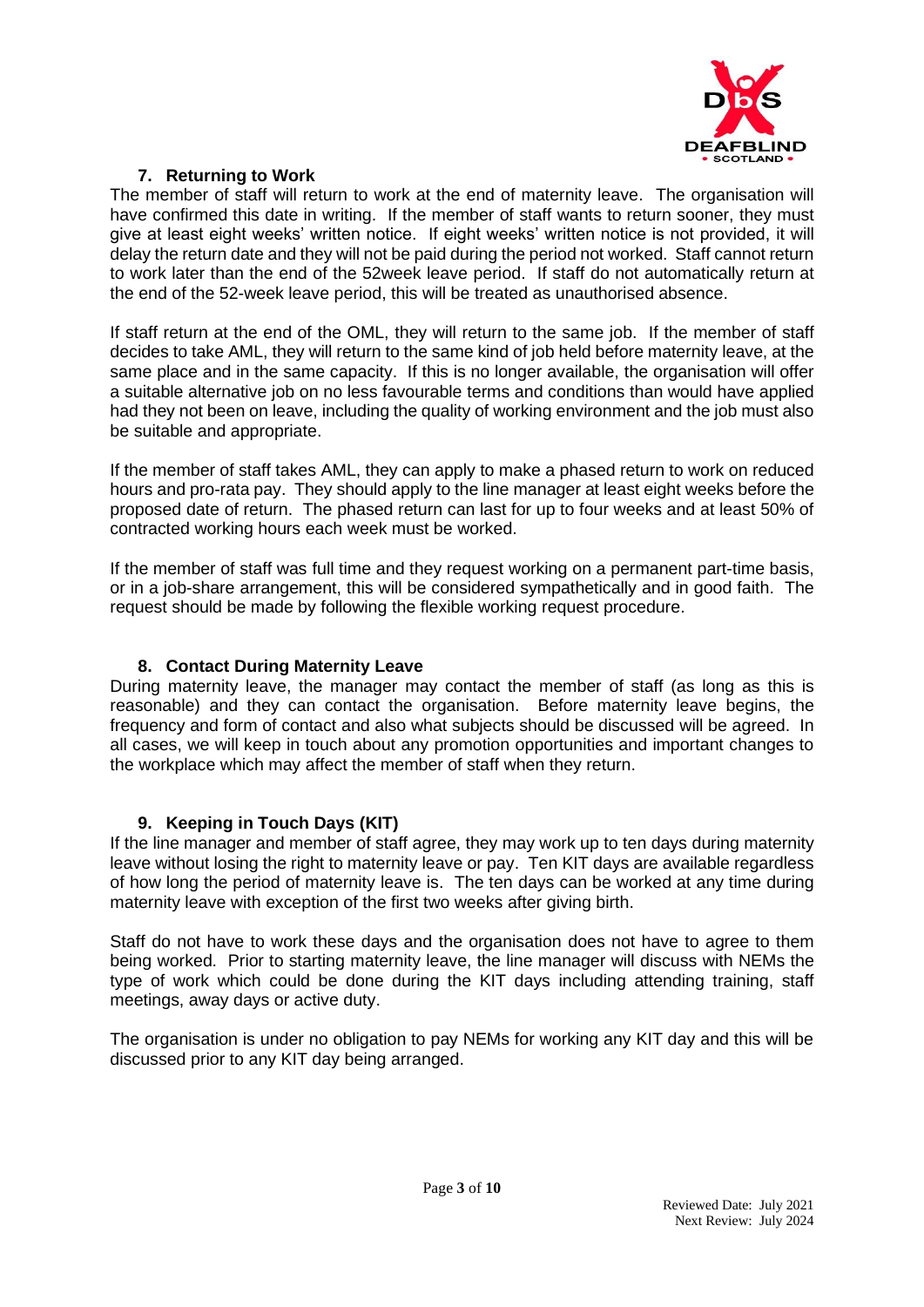## 7. Returning to Work

The member of staff will return to work at the end of maternity leave. The organisation will have confirmed this date in writing. If the member of staff wants to return sooner, they must give at least eight weeks' written notice. If eight weeks' written notice is not provided, it will delay the return date and they will not be paid during the period not worked. Staff cannot return to work later than the end of the 52week leave period. If staff do not automatically return at the end of the 52-week leave period, this will be treated as unauthorised absence.

If staff return at the end of the OML, they will return to the same job. If the member of staff decides to take AML, they will return to the same kind of job held before maternity leave, at the same place and in the same capacity. If this is no longer available, the organisation will offer a suitable alternative job on no less favourable terms and conditions than would have applied had they not been on leave, including the quality of working environment and the job must also be suitable and appropriate.

If the member of staff takes AML, they can apply to make a phased return to work on reduced hours and pro-rata pay. They should apply to the line manager at least eight weeks before the proposed date of return. The phased return can last for up to four weeks and at least 50% of contracted working hours each week must be worked.

If the member of staff was full time and they request working on a permanent part-time basis, or in a job-share arrangement, this will be considered sympathetically and in good faith. The request should be made by following the flexible working request procedure.

## 8. Contact During Maternity Leave

During maternity leave, the manager may contact the member of staff (as long as this is reasonable) and they can contact the organisation. Before maternity leave begins, the frequency and form of contact and also what subjects should be discussed will be agreed. In all cases, we will keep in touch about any promotion opportunities and important changes to the workplace which may affect the member of staff when they return.

## 9. Keeping in Touch Days (KIT)

If the line manager and member of staff agree, they may work up to ten days during maternity leave without losing the right to maternity leave or pay. Ten KIT days are available regardless of how long the period of maternity leave is. The ten days can be worked at any time during maternity leave with exception of the first two weeks after giving birth.

Staff do not have to work these days and the organisation does not have to agree to them being worked. Prior to starting maternity leave, the line manager will discuss with NEMs the type of work which could be done during the KIT days including attending training, staff meetings, away days or active duty.

The organisation is under no obligation to pay NEMs for working any KIT day and this will be discussed prior to any KIT day being arranged.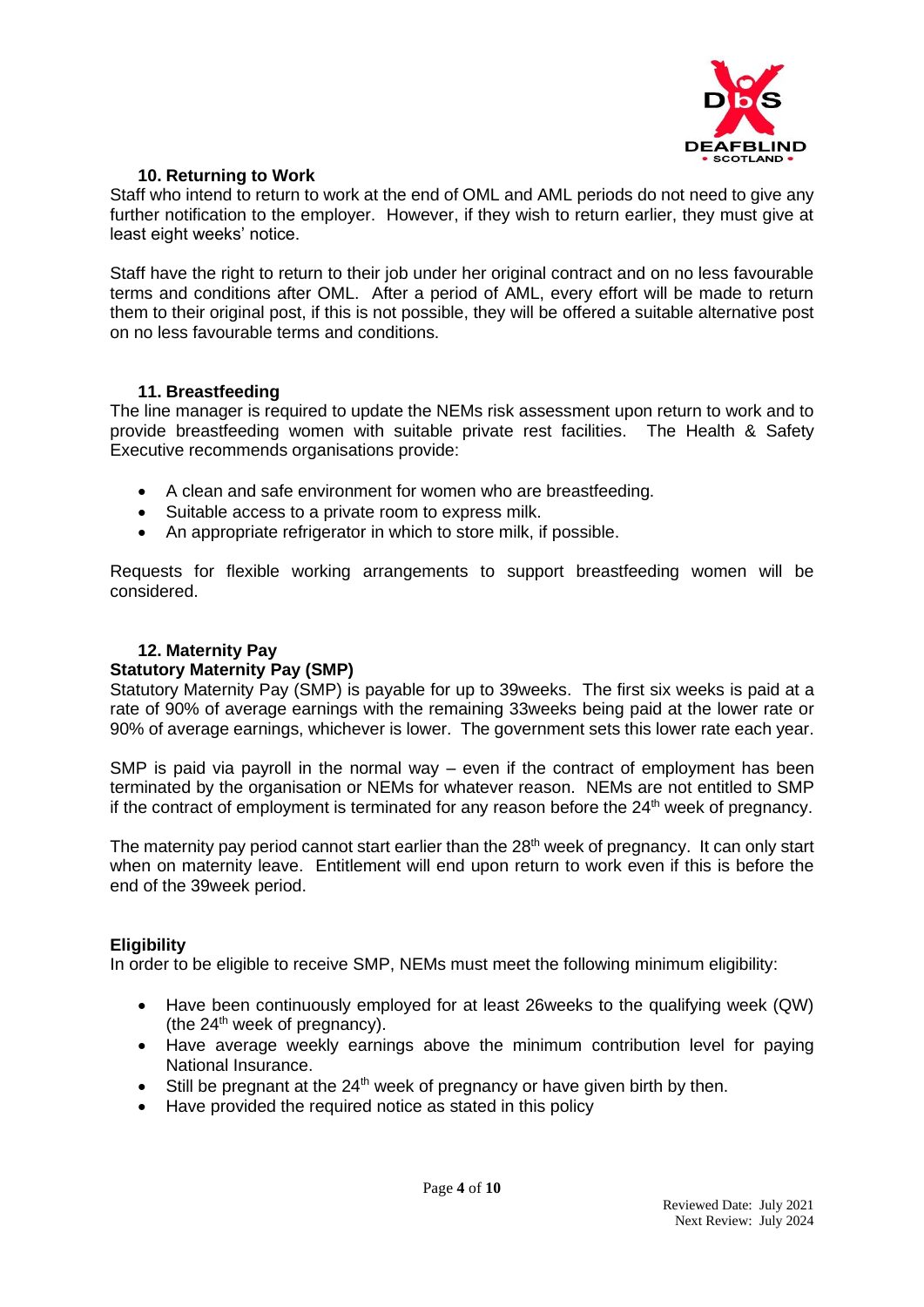### 10. Returning to Work

Staff who intend to return to work at the end of OML and AML periods do not need to give any further notification to the employer. However, if they wish to return earlier, they must give at least eight weeks' notice.

Staff have the right to return to their job under her original contract and on no less favourable terms and conditions after OML. After a period of AML, every effort will be made to return them to their original post, if this is not possible, they will be offered a suitable alternative post on no less favourable terms and conditions.

### 11. Breastfeeding

The line manager is required to update the NEMs risk assessment upon return to work and to provide breastfeeding women with suitable private rest facilities. The Health & Safety Executive recommends organisations provide:

- A clean and safe environment for women who are breastfeeding.
- Suitable access to a private room to express milk.
- An appropriate refrigerator in which to store milk, if possible.

Requests for flexible working arrangements to support breastfeeding women will be considered.

### 12. Maternity Pay

**Statutory Maternity Pay (SMP)**

Statutory Maternity Pay (SMP) is payable for up to 39weeks. The first six weeks is paid at a rate of 90% of average earnings with the remaining 33weeks being paid at the lower rate or 90% of average earnings, whichever is lower. The government sets this lower rate each year.

SMP is paid via payroll in the normal way – even if the contract of employment has been terminated by the organisation or NEMs for whatever reason. NEMs are not entitled to SMP if the contract of employment is terminated for any reason before the 24th week of pregnancy.

The maternity pay period cannot start earlier than the 28th week of pregnancy. It can only start when on maternity leave. Entitlement will end upon return to work even if this is before the end of the 39week period.

**Eligibility**

In order to be eligible to receive SMP, NEMs must meet the following minimum eligibility:

- Have been continuously employed for at least 26weeks to the qualifying week (QW) (the 24th week of pregnancy).
- Have average weekly earnings above the minimum contribution level for paying National Insurance.
- Still be pregnant at the 24th week of pregnancy or have given birth by then.
- Have provided the required notice as stated in this policy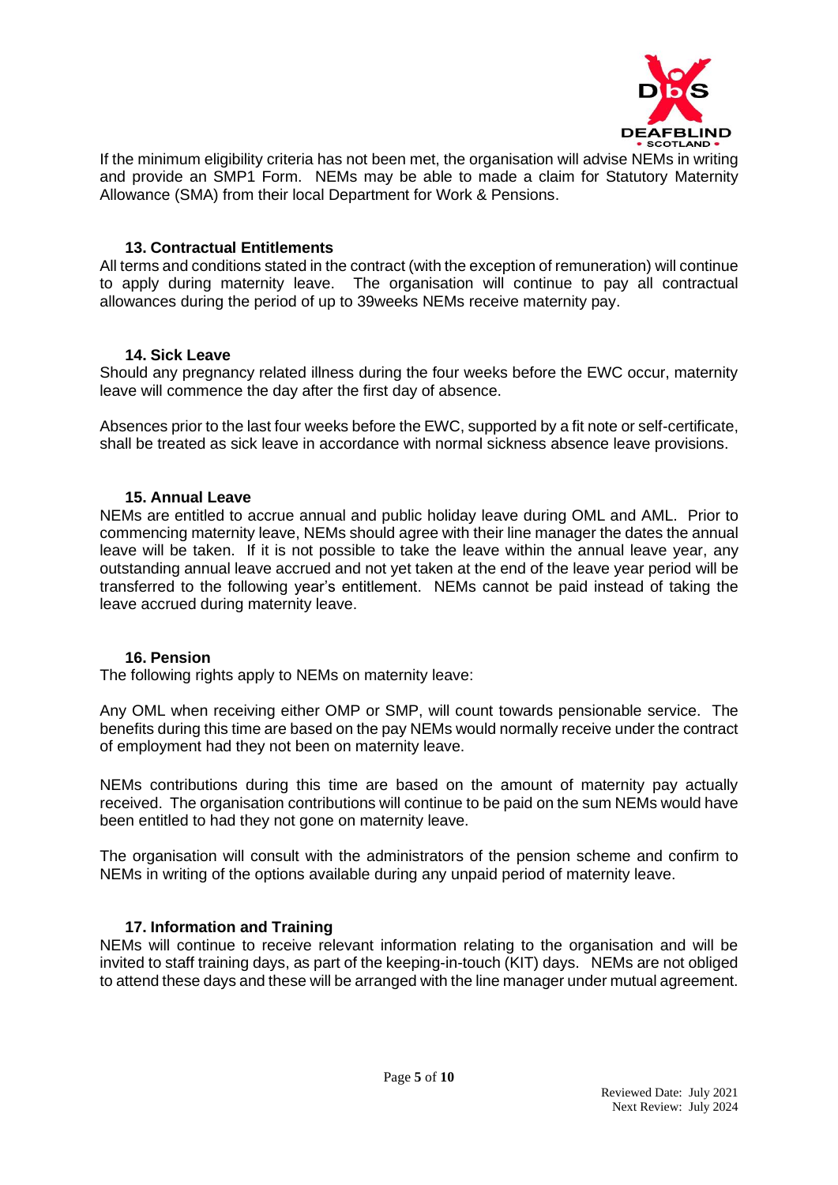If the minimum eligibility criteria has not been met, the organisation will advise NEMs in writing and provide an SMP1 Form. NEMs may be able to made a claim for Statutory Maternity Allowance (SMA) from their local Department for Work & Pensions.

### 13. Contractual Entitlements

All terms and conditions stated in the contract (with the exception of remuneration) will continue to apply during maternity leave. The organisation will continue to pay all contractual allowances during the period of up to 39weeks NEMs receive maternity pay.

### 14. Sick Leave

Should any pregnancy related illness during the four weeks before the EWC occur, maternity leave will commence the day after the first day of absence.

Absences prior to the last four weeks before the EWC, supported by a fit note or self-certificate, shall be treated as sick leave in accordance with normal sickness absence leave provisions.

### 15. Annual Leave

NEMs are entitled to accrue annual and public holiday leave during OML and AML. Prior to commencing maternity leave, NEMs should agree with their line manager the dates the annual leave will be taken. If it is not possible to take the leave within the annual leave year, any outstanding annual leave accrued and not yet taken at the end of the leave year period will be transferred to the following year's entitlement. NEMs cannot be paid instead of taking the leave accrued during maternity leave.

### 16. Pension

The following rights apply to NEMs on maternity leave:

Any OML when receiving either OMP or SMP, will count towards pensionable service. The benefits during this time are based on the pay NEMs would normally receive under the contract of employment had they not been on maternity leave.

NEMs contributions during this time are based on the amount of maternity pay actually received. The organisation contributions will continue to be paid on the sum NEMs would have been entitled to had they not gone on maternity leave.

The organisation will consult with the administrators of the pension scheme and confirm to NEMs in writing of the options available during any unpaid period of maternity leave.

### 17. Information and Training

NEMs will continue to receive relevant information relating to the organisation and will be invited to staff training days, as part of the keeping-in-touch (KIT) days. NEMs are not obliged to attend these days and these will be arranged with the line manager under mutual agreement.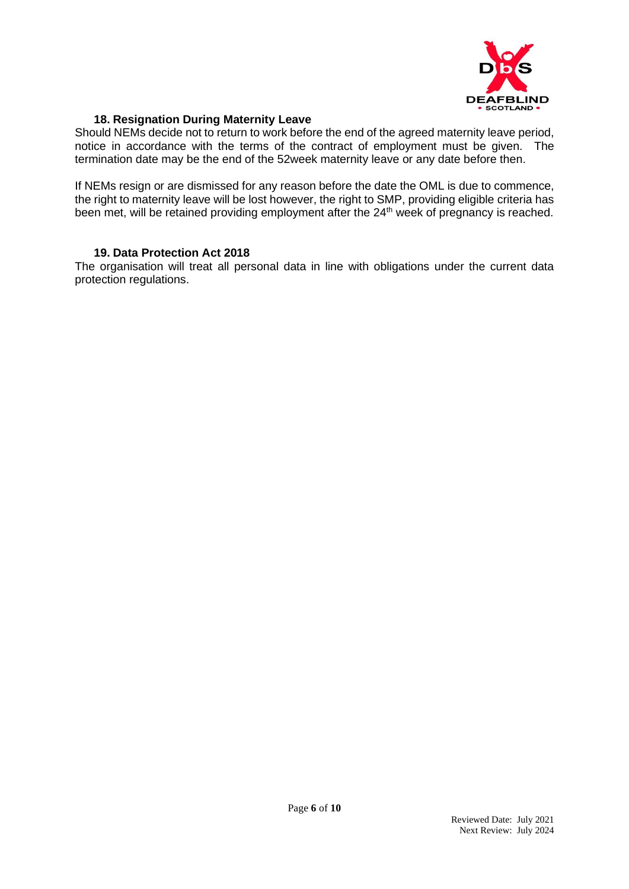### 18. Resignation During Maternity Leave

Should NEMs decide not to return to work before the end of the agreed maternity leave period, notice in accordance with the terms of the contract of employment must be given. The termination date may be the end of the 52week maternity leave or any date before then.

If NEMs resign or are dismissed for any reason before the date the OML is due to commence, the right to maternity leave will be lost however, the right to SMP, providing eligible criteria has been met, will be retained providing employment after the 24th week of pregnancy is reached.

### 19. Data Protection Act 2018

The organisation will treat all personal data in line with obligations under the current data protection regulations.

Reviewed Date: July 2021
Next Review: July 2024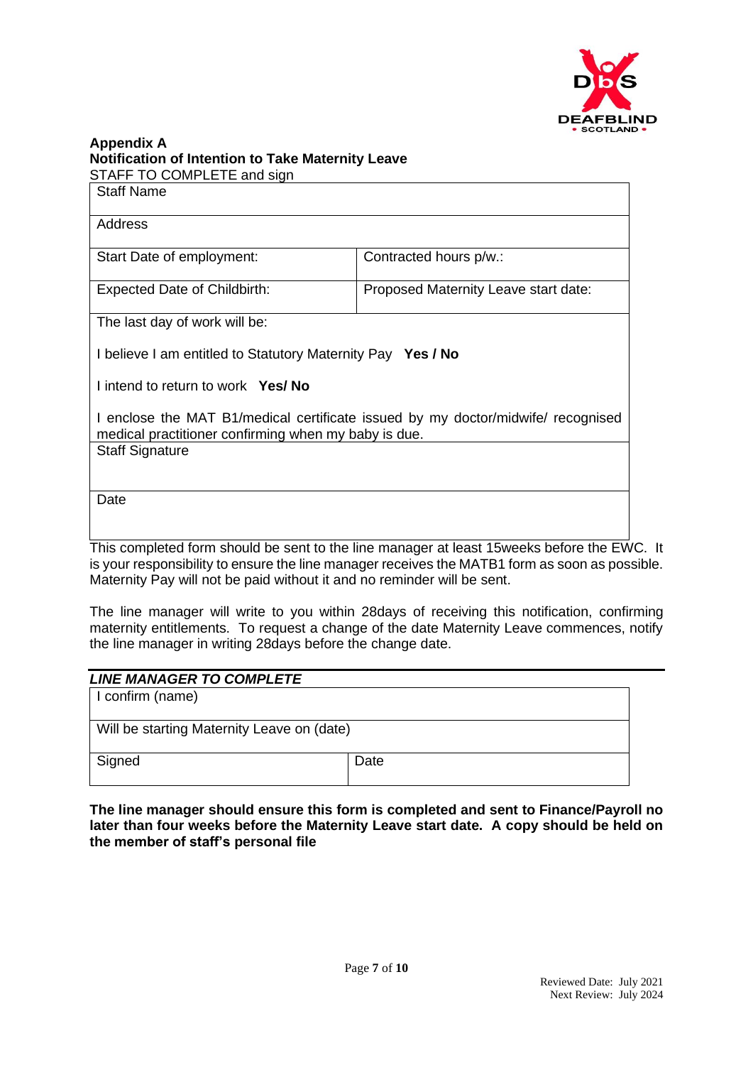**Appendix A**
**Notification of Intention to Take Maternity Leave**

STAFF TO COMPLETE and sign

| Staff Name | |
|---|---|
| Address | |
| Start Date of employment: | Contracted hours p/w.: |
| Expected Date of Childbirth: | Proposed Maternity Leave start date: |
| The last day of work will be:<br><br>I believe I am entitled to Statutory Maternity Pay **Yes / No**<br><br>I intend to return to work **Yes/ No**<br><br>I enclose the MAT B1/medical certificate issued by my doctor/midwife/ recognised medical practitioner confirming when my baby is due. | |
| Staff Signature | |
| Date | |

This completed form should be sent to the line manager at least 15weeks before the EWC. It is your responsibility to ensure the line manager receives the MATB1 form as soon as possible. Maternity Pay will not be paid without it and no reminder will be sent.

The line manager will write to you within 28days of receiving this notification, confirming maternity entitlements. To request a change of the date Maternity Leave commences, notify the line manager in writing 28days before the change date.

***LINE MANAGER TO COMPLETE***

| I confirm (name) | |
|---|---|
| Will be starting Maternity Leave on (date) | |
| Signed | Date |

**The line manager should ensure this form is completed and sent to Finance/Payroll no later than four weeks before the Maternity Leave start date. A copy should be held on the member of staff's personal file**

Reviewed Date: July 2021
Next Review: July 2024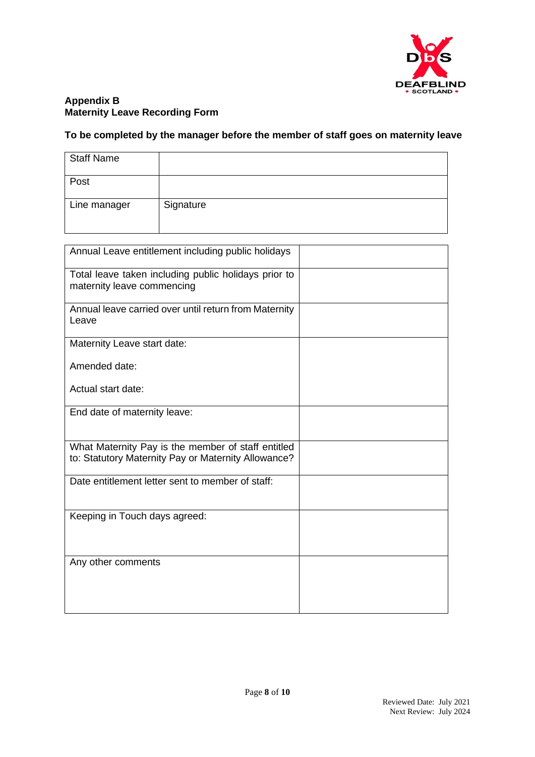**Appendix B**
**Maternity Leave Recording Form**

**To be completed by the manager before the member of staff goes on maternity leave**

| Staff Name | |
|---|---|
| Post | |
| Line manager | Signature |

| Annual Leave entitlement including public holidays | |
|---|---|
| Total leave taken including public holidays prior to maternity leave commencing | |
| Annual leave carried over until return from Maternity Leave | |
| Maternity Leave start date:<br><br>Amended date:<br><br>Actual start date: | |
| End date of maternity leave: | |
| What Maternity Pay is the member of staff entitled to: Statutory Maternity Pay or Maternity Allowance? | |
| Date entitlement letter sent to member of staff: | |
| Keeping in Touch days agreed: | |
| Any other comments | |

Reviewed Date: July 2021
Next Review: July 2024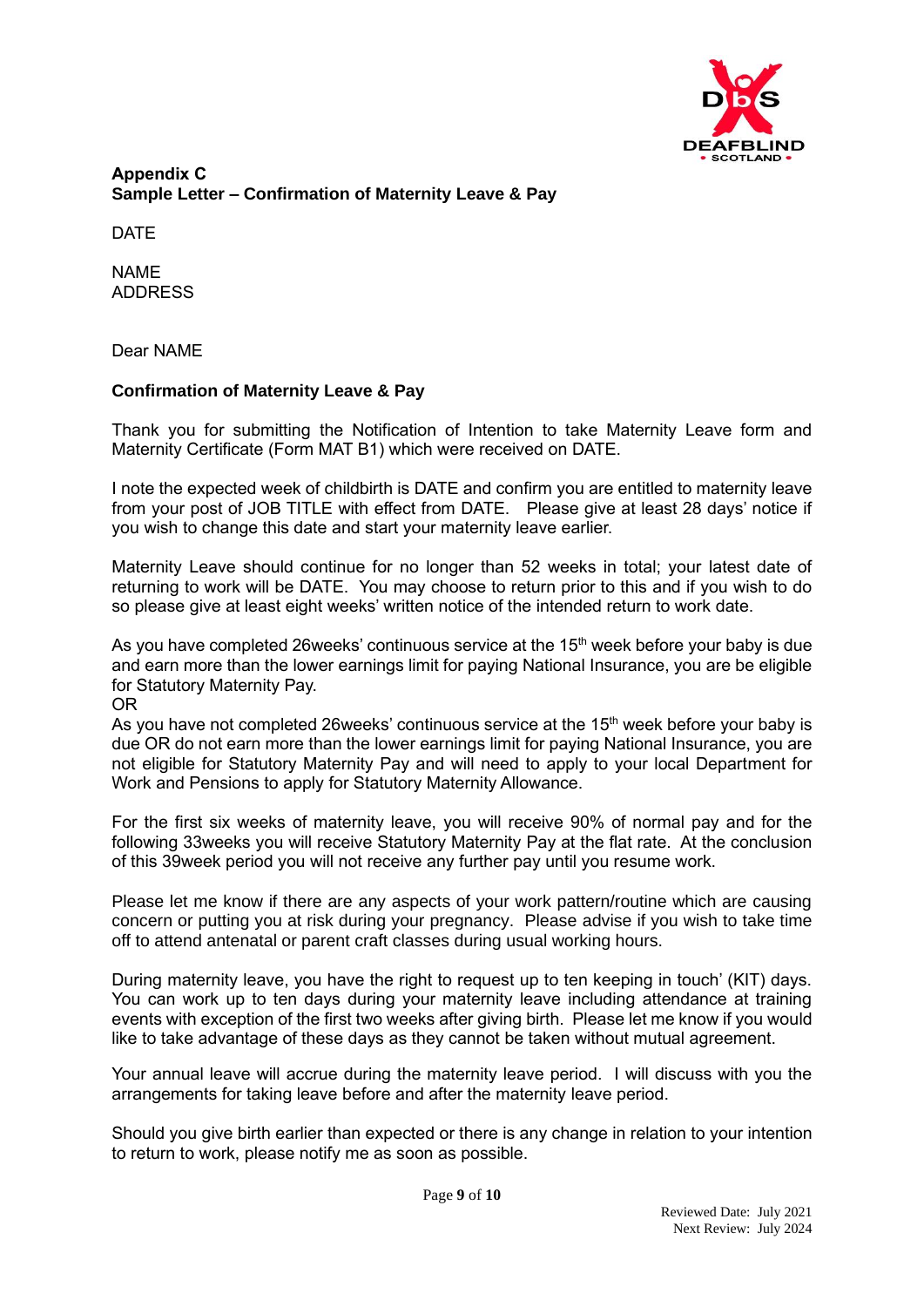**Appendix C**
**Sample Letter – Confirmation of Maternity Leave & Pay**

DATE

NAME
ADDRESS

Dear NAME

**Confirmation of Maternity Leave & Pay**

Thank you for submitting the Notification of Intention to take Maternity Leave form and Maternity Certificate (Form MAT B1) which were received on DATE.

I note the expected week of childbirth is DATE and confirm you are entitled to maternity leave from your post of JOB TITLE with effect from DATE. Please give at least 28 days' notice if you wish to change this date and start your maternity leave earlier.

Maternity Leave should continue for no longer than 52 weeks in total; your latest date of returning to work will be DATE. You may choose to return prior to this and if you wish to do so please give at least eight weeks' written notice of the intended return to work date.

As you have completed 26weeks' continuous service at the 15th week before your baby is due and earn more than the lower earnings limit for paying National Insurance, you are be eligible for Statutory Maternity Pay.
OR
As you have not completed 26weeks' continuous service at the 15th week before your baby is due OR do not earn more than the lower earnings limit for paying National Insurance, you are not eligible for Statutory Maternity Pay and will need to apply to your local Department for Work and Pensions to apply for Statutory Maternity Allowance.

For the first six weeks of maternity leave, you will receive 90% of normal pay and for the following 33weeks you will receive Statutory Maternity Pay at the flat rate. At the conclusion of this 39week period you will not receive any further pay until you resume work.

Please let me know if there are any aspects of your work pattern/routine which are causing concern or putting you at risk during your pregnancy. Please advise if you wish to take time off to attend antenatal or parent craft classes during usual working hours.

During maternity leave, you have the right to request up to ten keeping in touch' (KIT) days. You can work up to ten days during your maternity leave including attendance at training events with exception of the first two weeks after giving birth. Please let me know if you would like to take advantage of these days as they cannot be taken without mutual agreement.

Your annual leave will accrue during the maternity leave period. I will discuss with you the arrangements for taking leave before and after the maternity leave period.

Should you give birth earlier than expected or there is any change in relation to your intention to return to work, please notify me as soon as possible.

Reviewed Date: July 2021
Next Review: July 2024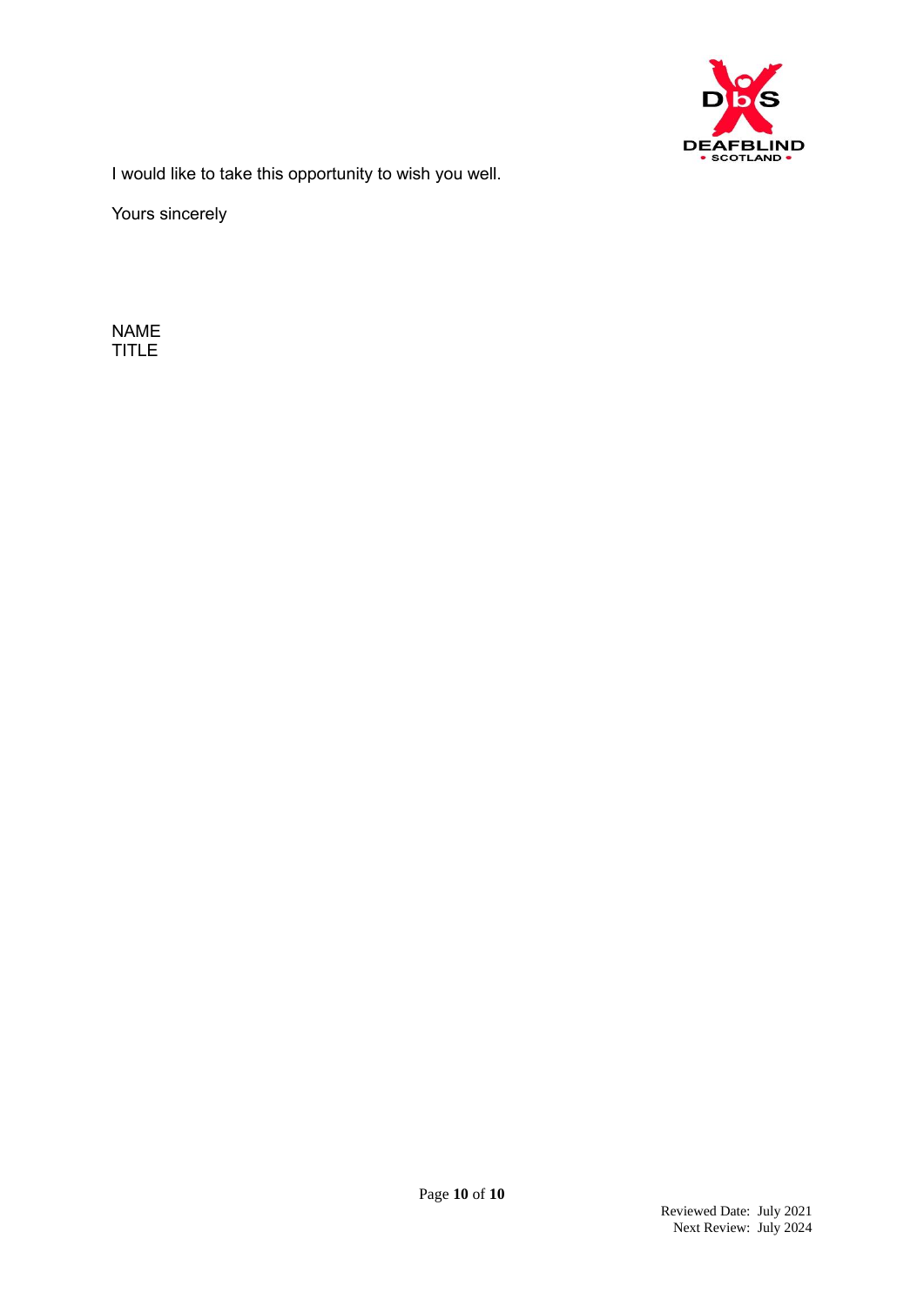I would like to take this opportunity to wish you well.

Yours sincerely

NAME
TITLE